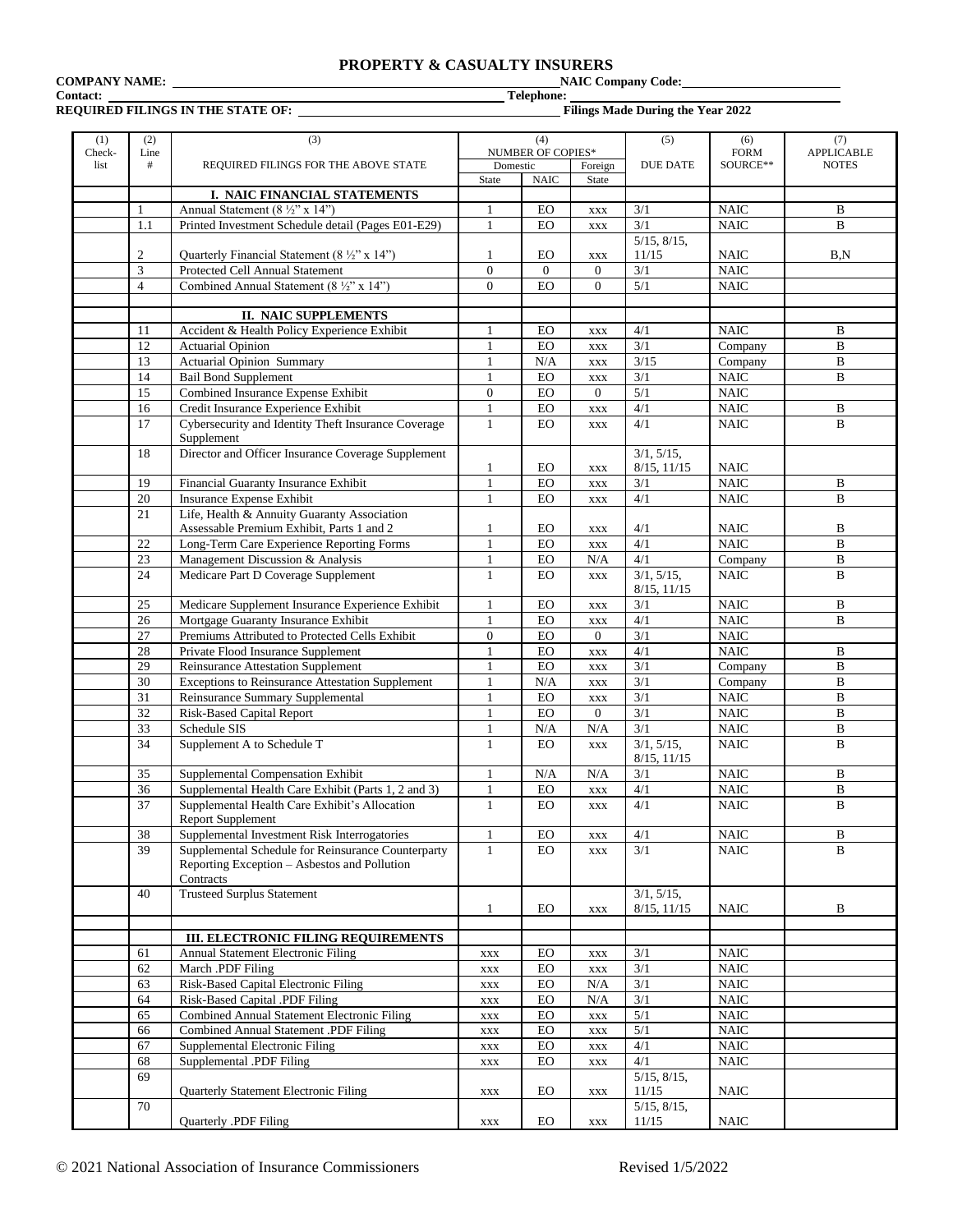# PROPERTY & CASUALTY INSURERS

**COMPANY NAME:** ______________________ **NAIC Company Code:** ______________________

**Contact:** ______________________ **Telephone:** ______________________

**REQUIRED FILINGS IN THE STATE OF:** ______________________ **Filings Made During the Year 2022**

| (1) Check-list | (2) Line # | (3) REQUIRED FILINGS FOR THE ABOVE STATE | (4) NUMBER OF COPIES* Domestic State | Domestic NAIC | Foreign State | (5) DUE DATE | (6) FORM SOURCE** | (7) APPLICABLE NOTES |
|---|---|---|---|---|---|---|---|---|
| | | **I. NAIC FINANCIAL STATEMENTS** | | | | | | |
| | 1 | Annual Statement (8 ½" x 14") | 1 | EO | xxx | 3/1 | NAIC | B |
| | 1.1 | Printed Investment Schedule detail (Pages E01-E29) | 1 | EO | xxx | 3/1 | NAIC | B |
| | 2 | Quarterly Financial Statement (8 ½" x 14") | 1 | EO | xxx | 5/15, 8/15, 11/15 | NAIC | B,N |
| | 3 | Protected Cell Annual Statement | 0 | 0 | 0 | 3/1 | NAIC | |
| | 4 | Combined Annual Statement (8 ½" x 14") | 0 | EO | 0 | 5/1 | NAIC | |
| | | | | | | | | |
| | | **II. NAIC SUPPLEMENTS** | | | | | | |
| | 11 | Accident & Health Policy Experience Exhibit | 1 | EO | xxx | 4/1 | NAIC | B |
| | 12 | Actuarial Opinion | 1 | EO | xxx | 3/1 | Company | B |
| | 13 | Actuarial Opinion Summary | 1 | N/A | xxx | 3/15 | Company | B |
| | 14 | Bail Bond Supplement | 1 | EO | xxx | 3/1 | NAIC | B |
| | 15 | Combined Insurance Expense Exhibit | 0 | EO | 0 | 5/1 | NAIC | |
| | 16 | Credit Insurance Experience Exhibit | 1 | EO | xxx | 4/1 | NAIC | B |
| | 17 | Cybersecurity and Identity Theft Insurance Coverage Supplement | 1 | EO | xxx | 4/1 | NAIC | B |
| | 18 | Director and Officer Insurance Coverage Supplement | 1 | EO | xxx | 3/1, 5/15, 8/15, 11/15 | NAIC | |
| | 19 | Financial Guaranty Insurance Exhibit | 1 | EO | xxx | 3/1 | NAIC | B |
| | 20 | Insurance Expense Exhibit | 1 | EO | xxx | 4/1 | NAIC | B |
| | 21 | Life, Health & Annuity Guaranty Association Assessable Premium Exhibit, Parts 1 and 2 | 1 | EO | xxx | 4/1 | NAIC | B |
| | 22 | Long-Term Care Experience Reporting Forms | 1 | EO | xxx | 4/1 | NAIC | B |
| | 23 | Management Discussion & Analysis | 1 | EO | N/A | 4/1 | Company | B |
| | 24 | Medicare Part D Coverage Supplement | 1 | EO | xxx | 3/1, 5/15, 8/15, 11/15 | NAIC | B |
| | 25 | Medicare Supplement Insurance Experience Exhibit | 1 | EO | xxx | 3/1 | NAIC | B |
| | 26 | Mortgage Guaranty Insurance Exhibit | 1 | EO | xxx | 4/1 | NAIC | B |
| | 27 | Premiums Attributed to Protected Cells Exhibit | 0 | EO | 0 | 3/1 | NAIC | |
| | 28 | Private Flood Insurance Supplement | 1 | EO | xxx | 4/1 | NAIC | B |
| | 29 | Reinsurance Attestation Supplement | 1 | EO | xxx | 3/1 | Company | B |
| | 30 | Exceptions to Reinsurance Attestation Supplement | 1 | N/A | xxx | 3/1 | Company | B |
| | 31 | Reinsurance Summary Supplemental | 1 | EO | xxx | 3/1 | NAIC | B |
| | 32 | Risk-Based Capital Report | 1 | EO | 0 | 3/1 | NAIC | B |
| | 33 | Schedule SIS | 1 | N/A | N/A | 3/1 | NAIC | B |
| | 34 | Supplement A to Schedule T | 1 | EO | xxx | 3/1, 5/15, 8/15, 11/15 | NAIC | B |
| | 35 | Supplemental Compensation Exhibit | 1 | N/A | N/A | 3/1 | NAIC | B |
| | 36 | Supplemental Health Care Exhibit (Parts 1, 2 and 3) | 1 | EO | xxx | 4/1 | NAIC | B |
| | 37 | Supplemental Health Care Exhibit's Allocation Report Supplement | 1 | EO | xxx | 4/1 | NAIC | B |
| | 38 | Supplemental Investment Risk Interrogatories | 1 | EO | xxx | 4/1 | NAIC | B |
| | 39 | Supplemental Schedule for Reinsurance Counterparty Reporting Exception – Asbestos and Pollution Contracts | 1 | EO | xxx | 3/1 | NAIC | B |
| | 40 | Trusteed Surplus Statement | 1 | EO | xxx | 3/1, 5/15, 8/15, 11/15 | NAIC | B |
| | | | | | | | | |
| | | **III. ELECTRONIC FILING REQUIREMENTS** | | | | | | |
| | 61 | Annual Statement Electronic Filing | xxx | EO | xxx | 3/1 | NAIC | |
| | 62 | March .PDF Filing | xxx | EO | xxx | 3/1 | NAIC | |
| | 63 | Risk-Based Capital Electronic Filing | xxx | EO | N/A | 3/1 | NAIC | |
| | 64 | Risk-Based Capital .PDF Filing | xxx | EO | N/A | 3/1 | NAIC | |
| | 65 | Combined Annual Statement Electronic Filing | xxx | EO | xxx | 5/1 | NAIC | |
| | 66 | Combined Annual Statement .PDF Filing | xxx | EO | xxx | 5/1 | NAIC | |
| | 67 | Supplemental Electronic Filing | xxx | EO | xxx | 4/1 | NAIC | |
| | 68 | Supplemental .PDF Filing | xxx | EO | xxx | 4/1 | NAIC | |
| | 69 | Quarterly Statement Electronic Filing | xxx | EO | xxx | 5/15, 8/15, 11/15 | NAIC | |
| | 70 | Quarterly .PDF Filing | xxx | EO | xxx | 5/15, 8/15, 11/15 | NAIC | |

© 2021 National Association of Insurance Commissioners Revised 1/5/2022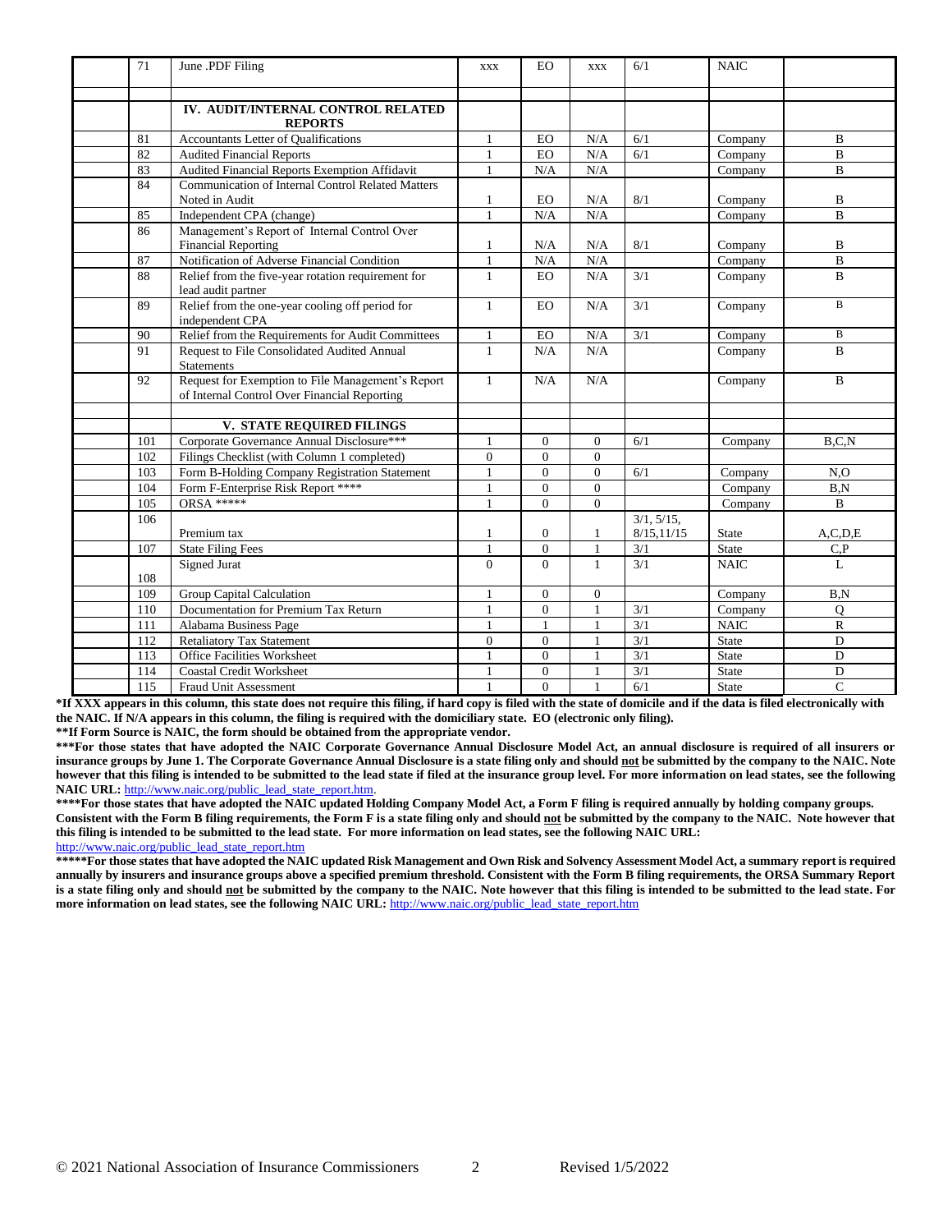|  |  |  |  |  |  |  |  |
|---|---|---|---|---|---|---|---|
|  | 71 | June .PDF Filing | XXX | EO | XXX | 6/1 | NAIC |
|  |  |  |  |  |  |  |  |
|  |  | **IV. AUDIT/INTERNAL CONTROL RELATED REPORTS** |  |  |  |  |  |
|  | 81 | Accountants Letter of Qualifications | 1 | EO | N/A | 6/1 | Company | B |
|  | 82 | Audited Financial Reports | 1 | EO | N/A | 6/1 | Company | B |
|  | 83 | Audited Financial Reports Exemption Affidavit | 1 | N/A | N/A |  | Company | B |
|  | 84 | Communication of Internal Control Related Matters Noted in Audit | 1 | EO | N/A | 8/1 | Company | B |
|  | 85 | Independent CPA (change) | 1 | N/A | N/A |  | Company | B |
|  | 86 | Management's Report of Internal Control Over Financial Reporting | 1 | N/A | N/A | 8/1 | Company | B |
|  | 87 | Notification of Adverse Financial Condition | 1 | N/A | N/A |  | Company | B |
|  | 88 | Relief from the five-year rotation requirement for lead audit partner | 1 | EO | N/A | 3/1 | Company | B |
|  | 89 | Relief from the one-year cooling off period for independent CPA | 1 | EO | N/A | 3/1 | Company | B |
|  | 90 | Relief from the Requirements for Audit Committees | 1 | EO | N/A | 3/1 | Company | B |
|  | 91 | Request to File Consolidated Audited Annual Statements | 1 | N/A | N/A |  | Company | B |
|  | 92 | Request for Exemption to File Management's Report of Internal Control Over Financial Reporting | 1 | N/A | N/A |  | Company | B |
|  |  |  |  |  |  |  |  |  |
|  |  | **V. STATE REQUIRED FILINGS** |  |  |  |  |  |  |
|  | 101 | Corporate Governance Annual Disclosure*** | 1 | 0 | 0 | 6/1 | Company | B,C,N |
|  | 102 | Filings Checklist (with Column 1 completed) | 0 | 0 | 0 |  |  |  |
|  | 103 | Form B-Holding Company Registration Statement | 1 | 0 | 0 | 6/1 | Company | N,O |
|  | 104 | Form F-Enterprise Risk Report **** | 1 | 0 | 0 |  | Company | B,N |
|  | 105 | ORSA ***** | 1 | 0 | 0 |  | Company | B |
|  | 106 | Premium tax | 1 | 0 | 1 | 3/1, 5/15, 8/15,11/15 | State | A,C,D,E |
|  | 107 | State Filing Fees | 1 | 0 | 1 | 3/1 | State | C,P |
|  | 108 | Signed Jurat | 0 | 0 | 1 | 3/1 | NAIC | L |
|  | 109 | Group Capital Calculation | 1 | 0 | 0 |  | Company | B,N |
|  | 110 | Documentation for Premium Tax Return | 1 | 0 | 1 | 3/1 | Company | Q |
|  | 111 | Alabama Business Page | 1 | 1 | 1 | 3/1 | NAIC | R |
|  | 112 | Retaliatory Tax Statement | 0 | 0 | 1 | 3/1 | State | D |
|  | 113 | Office Facilities Worksheet | 1 | 0 | 1 | 3/1 | State | D |
|  | 114 | Coastal Credit Worksheet | 1 | 0 | 1 | 3/1 | State | D |
|  | 115 | Fraud Unit Assessment | 1 | 0 | 1 | 6/1 | State | C |

**\*If XXX appears in this column, this state does not require this filing, if hard copy is filed with the state of domicile and if the data is filed electronically with the NAIC. If N/A appears in this column, the filing is required with the domiciliary state. EO (electronic only filing).**

**\*\*If Form Source is NAIC, the form should be obtained from the appropriate vendor.**

**\*\*\*For those states that have adopted the NAIC Corporate Governance Annual Disclosure Model Act, an annual disclosure is required of all insurers or insurance groups by June 1. The Corporate Governance Annual Disclosure is a state filing only and should not be submitted by the company to the NAIC. Note however that this filing is intended to be submitted to the lead state if filed at the insurance group level. For more information on lead states, see the following NAIC URL:** http://www.naic.org/public_lead_state_report.htm.

**\*\*\*\*For those states that have adopted the NAIC updated Holding Company Model Act, a Form F filing is required annually by holding company groups. Consistent with the Form B filing requirements, the Form F is a state filing only and should not be submitted by the company to the NAIC. Note however that this filing is intended to be submitted to the lead state. For more information on lead states, see the following NAIC URL:** http://www.naic.org/public_lead_state_report.htm

**\*\*\*\*\*For those states that have adopted the NAIC updated Risk Management and Own Risk and Solvency Assessment Model Act, a summary report is required annually by insurers and insurance groups above a specified premium threshold. Consistent with the Form B filing requirements, the ORSA Summary Report is a state filing only and should not be submitted by the company to the NAIC. Note however that this filing is intended to be submitted to the lead state. For more information on lead states, see the following NAIC URL:** http://www.naic.org/public_lead_state_report.htm

© 2021 National Association of Insurance Commissioners Revised 1/5/2022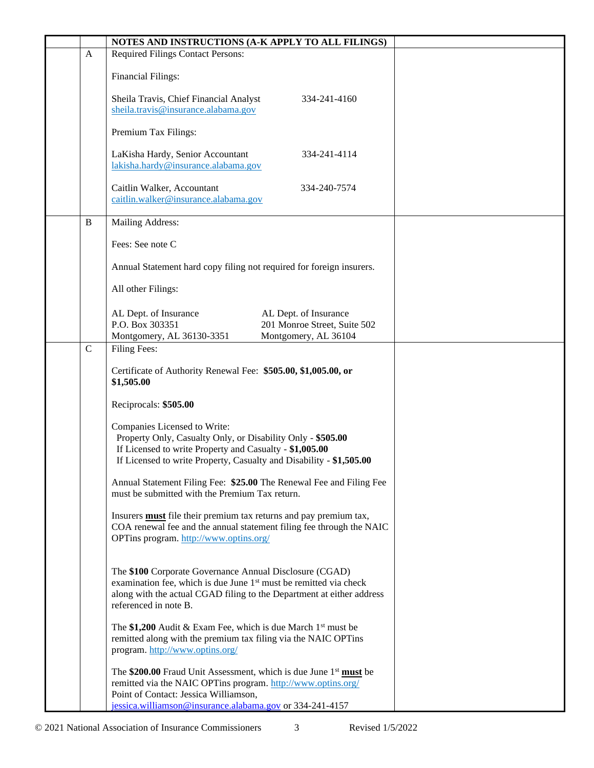| | | NOTES AND INSTRUCTIONS (A-K APPLY TO ALL FILINGS) | |
|---|---|---|---|
| | A | Required Filings Contact Persons:<br><br>Financial Filings:<br><br>Sheila Travis, Chief Financial Analyst 334-241-4160<br>sheila.travis@insurance.alabama.gov<br><br>Premium Tax Filings:<br><br>LaKisha Hardy, Senior Accountant 334-241-4114<br>lakisha.hardy@insurance.alabama.gov<br><br>Caitlin Walker, Accountant 334-240-7574<br>caitlin.walker@insurance.alabama.gov | |
| | B | Mailing Address:<br><br>Fees: See note C<br><br>Annual Statement hard copy filing not required for foreign insurers.<br><br>All other Filings:<br><br>AL Dept. of Insurance<br>P.O. Box 303351<br>Montgomery, AL 36130-3351<br><br>AL Dept. of Insurance<br>201 Monroe Street, Suite 502<br>Montgomery, AL 36104 | |
| | C | Filing Fees:<br><br>Certificate of Authority Renewal Fee: **$505.00, $1,005.00, or $1,505.00**<br><br>Reciprocals: **$505.00**<br><br>Companies Licensed to Write:<br>Property Only, Casualty Only, or Disability Only - **$505.00**<br>If Licensed to write Property and Casualty - **$1,005.00**<br>If Licensed to write Property, Casualty and Disability - **$1,505.00**<br><br>Annual Statement Filing Fee: **$25.00** The Renewal Fee and Filing Fee must be submitted with the Premium Tax return.<br><br>Insurers **must** file their premium tax returns and pay premium tax, COA renewal fee and the annual statement filing fee through the NAIC OPTins program. http://www.optins.org/<br><br>The **$100** Corporate Governance Annual Disclosure (CGAD) examination fee, which is due June 1st must be remitted via check along with the actual CGAD filing to the Department at either address referenced in note B.<br><br>The **$1,200** Audit & Exam Fee, which is due March 1st must be remitted along with the premium tax filing via the NAIC OPTins program. http://www.optins.org/<br><br>The **$200.00** Fraud Unit Assessment, which is due June 1st **must** be remitted via the NAIC OPTins program. http://www.optins.org/<br>Point of Contact: Jessica Williamson,<br>jessica.williamson@insurance.alabama.gov or 334-241-4157 | |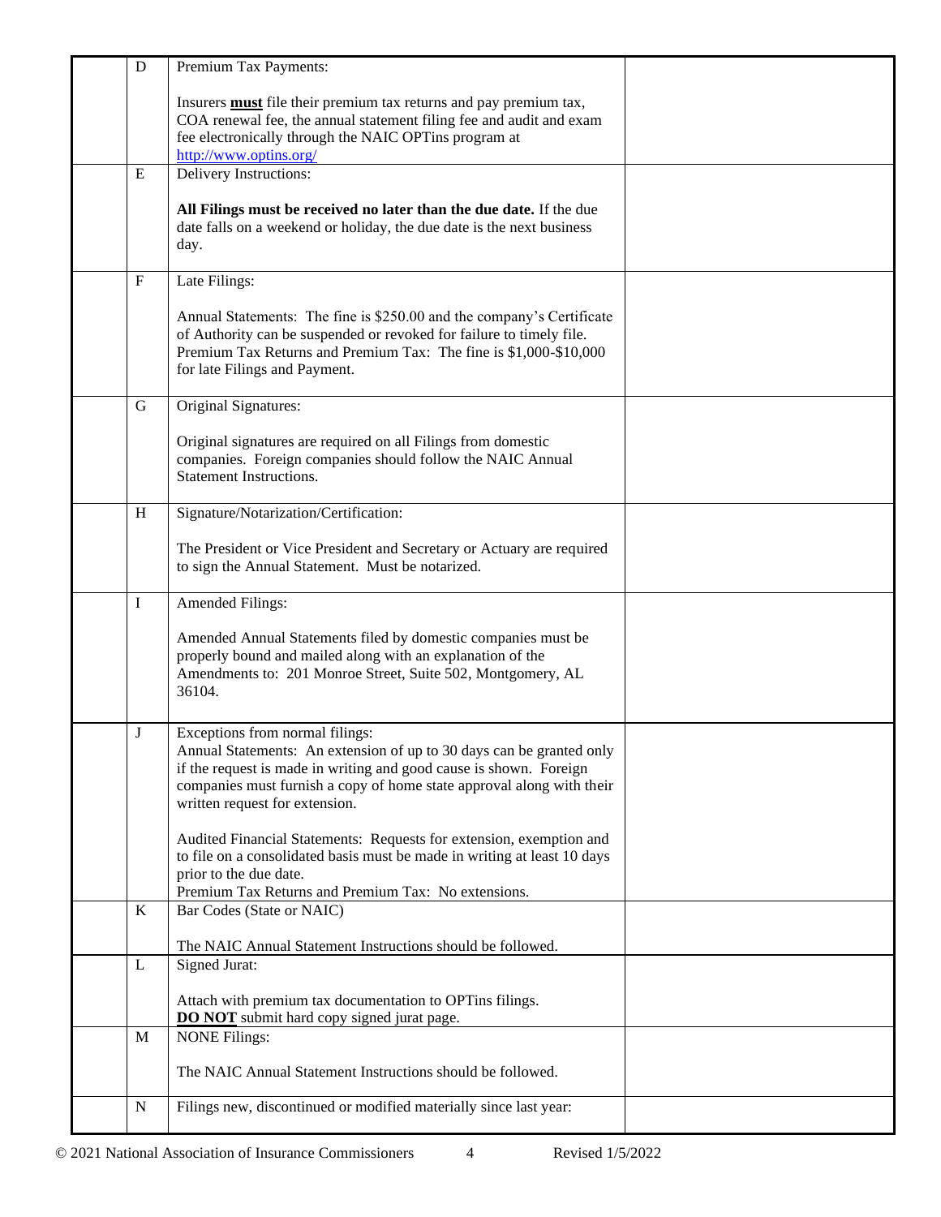| | | | |
|---|---|---|---|
| | D | Premium Tax Payments:<br><br>Insurers **must** file their premium tax returns and pay premium tax, COA renewal fee, the annual statement filing fee and audit and exam fee electronically through the NAIC OPTins program at http://www.optins.org/ | |
| | E | Delivery Instructions:<br><br>**All Filings must be received no later than the due date.** If the due date falls on a weekend or holiday, the due date is the next business day. | |
| | F | Late Filings:<br><br>Annual Statements: The fine is $250.00 and the company's Certificate of Authority can be suspended or revoked for failure to timely file. Premium Tax Returns and Premium Tax: The fine is $1,000-$10,000 for late Filings and Payment. | |
| | G | Original Signatures:<br><br>Original signatures are required on all Filings from domestic companies. Foreign companies should follow the NAIC Annual Statement Instructions. | |
| | H | Signature/Notarization/Certification:<br><br>The President or Vice President and Secretary or Actuary are required to sign the Annual Statement. Must be notarized. | |
| | I | Amended Filings:<br><br>Amended Annual Statements filed by domestic companies must be properly bound and mailed along with an explanation of the Amendments to: 201 Monroe Street, Suite 502, Montgomery, AL 36104. | |
| | J | Exceptions from normal filings:<br>Annual Statements: An extension of up to 30 days can be granted only if the request is made in writing and good cause is shown. Foreign companies must furnish a copy of home state approval along with their written request for extension.<br><br>Audited Financial Statements: Requests for extension, exemption and to file on a consolidated basis must be made in writing at least 10 days prior to the due date.<br>Premium Tax Returns and Premium Tax: No extensions. | |
| | K | Bar Codes (State or NAIC)<br><br>The NAIC Annual Statement Instructions should be followed. | |
| | L | Signed Jurat:<br><br>Attach with premium tax documentation to OPTins filings.<br>**DO NOT** submit hard copy signed jurat page. | |
| | M | NONE Filings:<br><br>The NAIC Annual Statement Instructions should be followed. | |
| | N | Filings new, discontinued or modified materially since last year: | |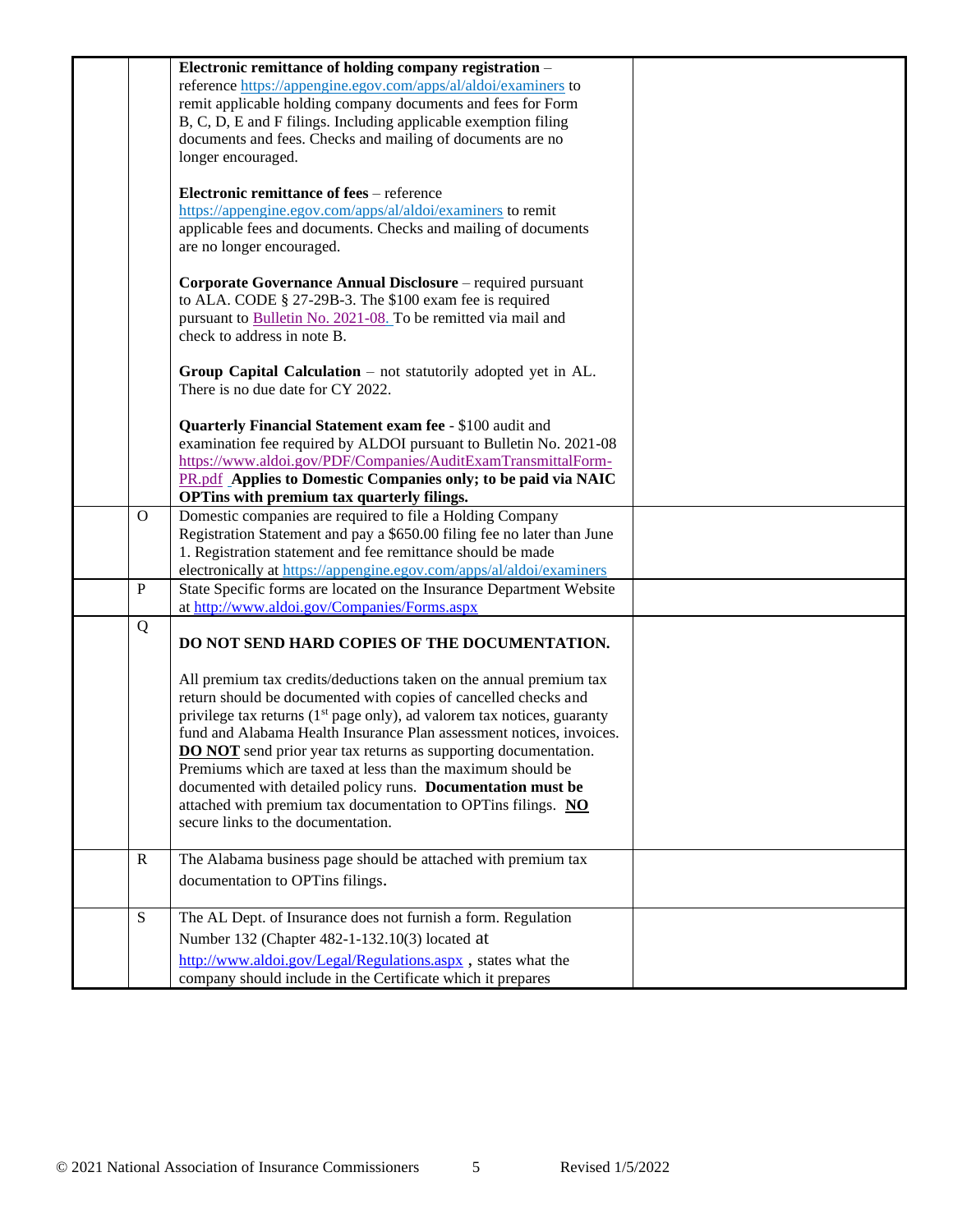| | | | |
|---|---|---|---|
| | | **Electronic remittance of holding company registration** – reference https://appengine.egov.com/apps/al/aldoi/examiners to remit applicable holding company documents and fees for Form B, C, D, E and F filings. Including applicable exemption filing documents and fees. Checks and mailing of documents are no longer encouraged.<br><br>**Electronic remittance of fees** – reference https://appengine.egov.com/apps/al/aldoi/examiners to remit applicable fees and documents. Checks and mailing of documents are no longer encouraged.<br><br>**Corporate Governance Annual Disclosure** – required pursuant to ALA. CODE § 27-29B-3. The $100 exam fee is required pursuant to Bulletin No. 2021-08. To be remitted via mail and check to address in note B.<br><br>**Group Capital Calculation** – not statutorily adopted yet in AL. There is no due date for CY 2022.<br><br>**Quarterly Financial Statement exam fee** - $100 audit and examination fee required by ALDOI pursuant to Bulletin No. 2021-08 https://www.aldoi.gov/PDF/Companies/AuditExamTransmittalForm-PR.pdf **Applies to Domestic Companies only; to be paid via NAIC OPTins with premium tax quarterly filings.** | |
| | O | Domestic companies are required to file a Holding Company Registration Statement and pay a $650.00 filing fee no later than June 1. Registration statement and fee remittance should be made electronically at https://appengine.egov.com/apps/al/aldoi/examiners | |
| | P | State Specific forms are located on the Insurance Department Website at http://www.aldoi.gov/Companies/Forms.aspx | |
| | Q | **DO NOT SEND HARD COPIES OF THE DOCUMENTATION.**<br><br>All premium tax credits/deductions taken on the annual premium tax return should be documented with copies of cancelled checks and privilege tax returns (1st page only), ad valorem tax notices, guaranty fund and Alabama Health Insurance Plan assessment notices, invoices. **DO NOT** send prior year tax returns as supporting documentation. Premiums which are taxed at less than the maximum should be documented with detailed policy runs. **Documentation must be** attached with premium tax documentation to OPTins filings. **NO** secure links to the documentation. | |
| | R | The Alabama business page should be attached with premium tax documentation to OPTins filings. | |
| | S | The AL Dept. of Insurance does not furnish a form. Regulation Number 132 (Chapter 482-1-132.10(3) located at http://www.aldoi.gov/Legal/Regulations.aspx , states what the company should include in the Certificate which it prepares | |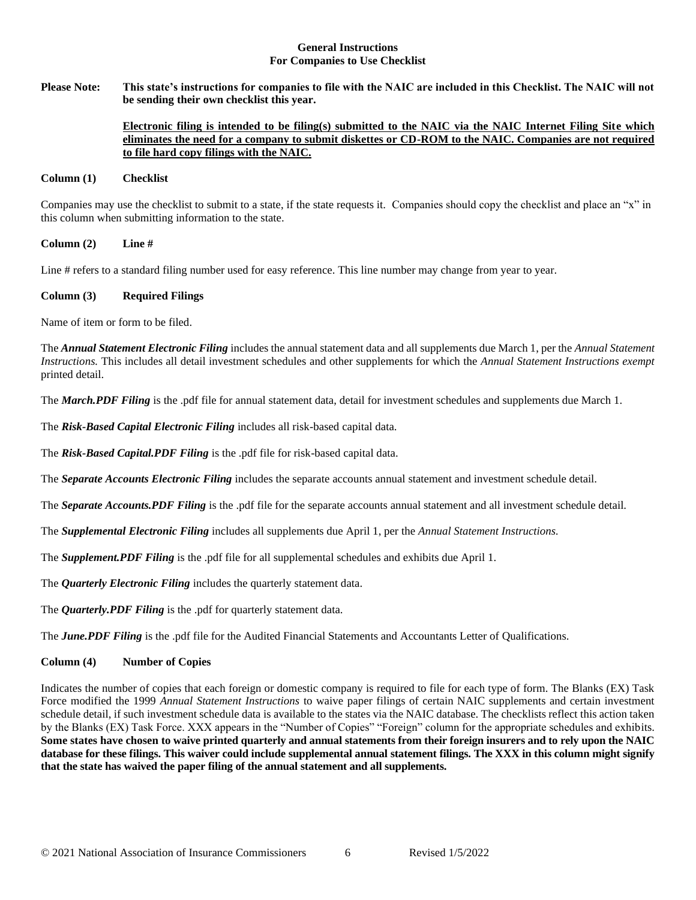**General Instructions**
**For Companies to Use Checklist**

**Please Note: This state's instructions for companies to file with the NAIC are included in this Checklist. The NAIC will not be sending their own checklist this year.**

**<u>Electronic filing is intended to be filing(s) submitted to the NAIC via the NAIC Internet Filing Site which eliminates the need for a company to submit diskettes or CD-ROM to the NAIC. Companies are not required to file hard copy filings with the NAIC.</u>**

**Column (1) Checklist**

Companies may use the checklist to submit to a state, if the state requests it. Companies should copy the checklist and place an "x" in this column when submitting information to the state.

**Column (2) Line #**

Line # refers to a standard filing number used for easy reference. This line number may change from year to year.

**Column (3) Required Filings**

Name of item or form to be filed.

The ***Annual Statement Electronic Filing*** includes the annual statement data and all supplements due March 1, per the *Annual Statement Instructions.* This includes all detail investment schedules and other supplements for which the *Annual Statement Instructions exempt* printed detail.

The ***March.PDF Filing*** is the .pdf file for annual statement data, detail for investment schedules and supplements due March 1.

The ***Risk-Based Capital Electronic Filing*** includes all risk-based capital data.

The ***Risk-Based Capital.PDF Filing*** is the .pdf file for risk-based capital data.

The ***Separate Accounts Electronic Filing*** includes the separate accounts annual statement and investment schedule detail.

The ***Separate Accounts.PDF Filing*** is the .pdf file for the separate accounts annual statement and all investment schedule detail.

The ***Supplemental Electronic Filing*** includes all supplements due April 1, per the *Annual Statement Instructions.*

The ***Supplement.PDF Filing*** is the .pdf file for all supplemental schedules and exhibits due April 1.

The ***Quarterly Electronic Filing*** includes the quarterly statement data.

The ***Quarterly.PDF Filing*** is the .pdf for quarterly statement data.

The ***June.PDF Filing*** is the .pdf file for the Audited Financial Statements and Accountants Letter of Qualifications.

**Column (4) Number of Copies**

Indicates the number of copies that each foreign or domestic company is required to file for each type of form. The Blanks (EX) Task Force modified the 1999 *Annual Statement Instructions* to waive paper filings of certain NAIC supplements and certain investment schedule detail, if such investment schedule data is available to the states via the NAIC database. The checklists reflect this action taken by the Blanks (EX) Task Force. XXX appears in the "Number of Copies" "Foreign" column for the appropriate schedules and exhibits. **Some states have chosen to waive printed quarterly and annual statements from their foreign insurers and to rely upon the NAIC database for these filings. This waiver could include supplemental annual statement filings. The XXX in this column might signify that the state has waived the paper filing of the annual statement and all supplements.**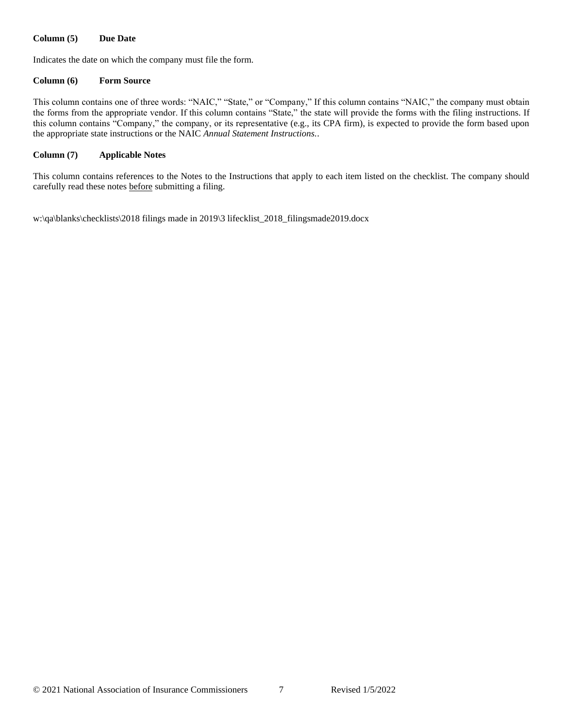**Column (5)  Due Date**

Indicates the date on which the company must file the form.

**Column (6)  Form Source**

This column contains one of three words: "NAIC," "State," or "Company," If this column contains "NAIC," the company must obtain the forms from the appropriate vendor. If this column contains "State," the state will provide the forms with the filing instructions. If this column contains "Company," the company, or its representative (e.g., its CPA firm), is expected to provide the form based upon the appropriate state instructions or the NAIC *Annual Statement Instructions.*.

**Column (7)  Applicable Notes**

This column contains references to the Notes to the Instructions that apply to each item listed on the checklist. The company should carefully read these notes <u>before</u> submitting a filing.

w:\qa\blanks\checklists\2018 filings made in 2019\3 lifecklist_2018_filingsmade2019.docx

© 2021 National Association of Insurance Commissioners    Revised 1/5/2022